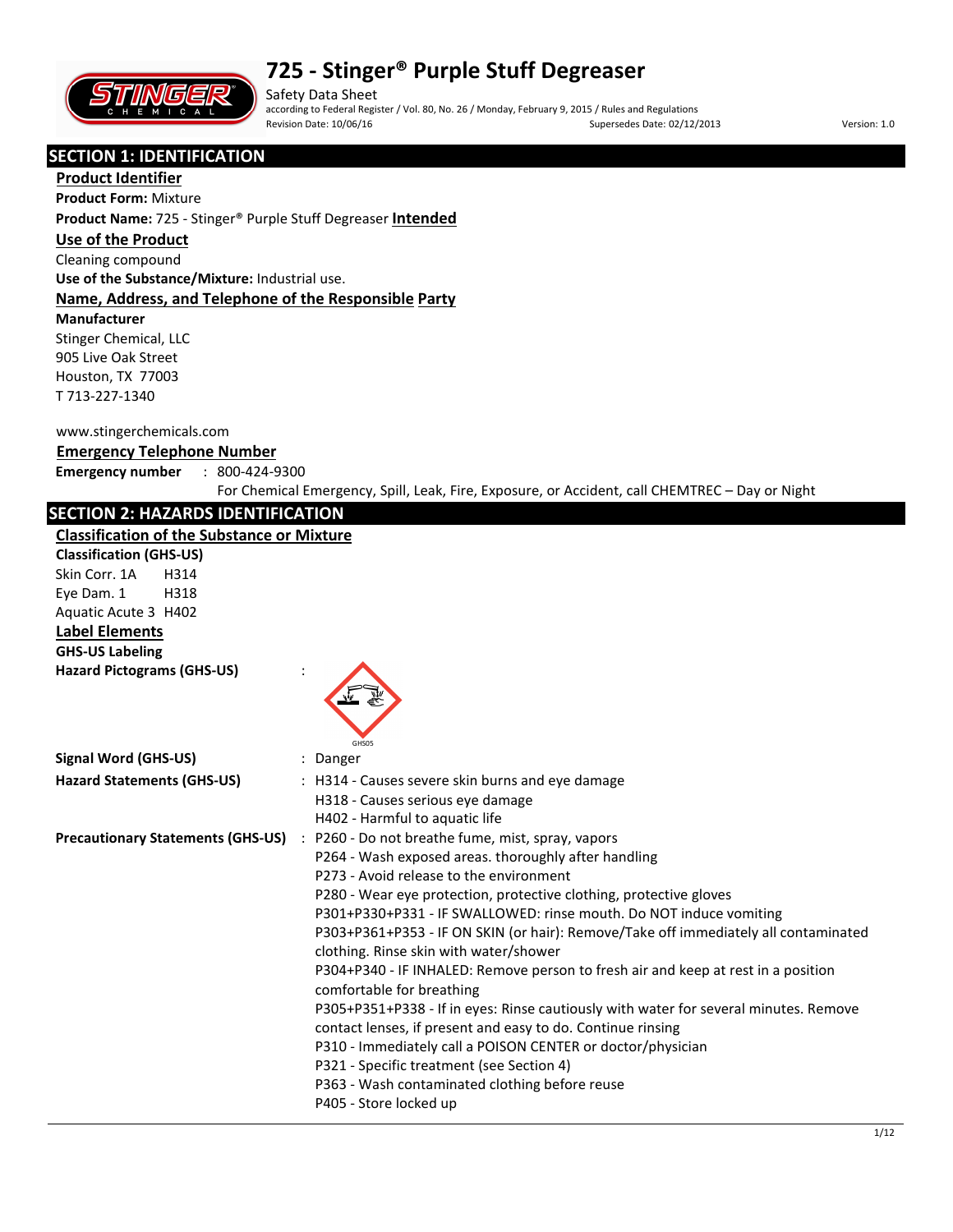# 725 - Stinger® Purple Stuff Degreaser

Safety Data Sheet
according to Federal Register / Vol. 80, No. 26 / Monday, February 9, 2015 / Rules and Regulations
Revision Date: 10/06/16 Supersedes Date: 02/12/2013 Version: 1.0

## SECTION 1: IDENTIFICATION

### Product Identifier

**Product Form:** Mixture

**Product Name:** 725 - Stinger® Purple Stuff Degreaser **Intended**

### Use of the Product

Cleaning compound

**Use of the Substance/Mixture:** Industrial use.

### Name, Address, and Telephone of the Responsible Party

**Manufacturer**

Stinger Chemical, LLC
905 Live Oak Street
Houston, TX 77003
T 713-227-1340

www.stingerchemicals.com

### Emergency Telephone Number

**Emergency number** : 800-424-9300
For Chemical Emergency, Spill, Leak, Fire, Exposure, or Accident, call CHEMTREC – Day or Night

## SECTION 2: HAZARDS IDENTIFICATION

### Classification of the Substance or Mixture

**Classification (GHS-US)**

Skin Corr. 1A H314
Eye Dam. 1 H318
Aquatic Acute 3 H402

### Label Elements

**GHS-US Labeling**

**Hazard Pictograms (GHS-US)** :

GHS05

**Signal Word (GHS-US)** : Danger

**Hazard Statements (GHS-US)** : H314 - Causes severe skin burns and eye damage
H318 - Causes serious eye damage
H402 - Harmful to aquatic life

**Precautionary Statements (GHS-US)** : P260 - Do not breathe fume, mist, spray, vapors
P264 - Wash exposed areas. thoroughly after handling
P273 - Avoid release to the environment
P280 - Wear eye protection, protective clothing, protective gloves
P301+P330+P331 - IF SWALLOWED: rinse mouth. Do NOT induce vomiting
P303+P361+P353 - IF ON SKIN (or hair): Remove/Take off immediately all contaminated clothing. Rinse skin with water/shower
P304+P340 - IF INHALED: Remove person to fresh air and keep at rest in a position comfortable for breathing
P305+P351+P338 - If in eyes: Rinse cautiously with water for several minutes. Remove contact lenses, if present and easy to do. Continue rinsing
P310 - Immediately call a POISON CENTER or doctor/physician
P321 - Specific treatment (see Section 4)
P363 - Wash contaminated clothing before reuse
P405 - Store locked up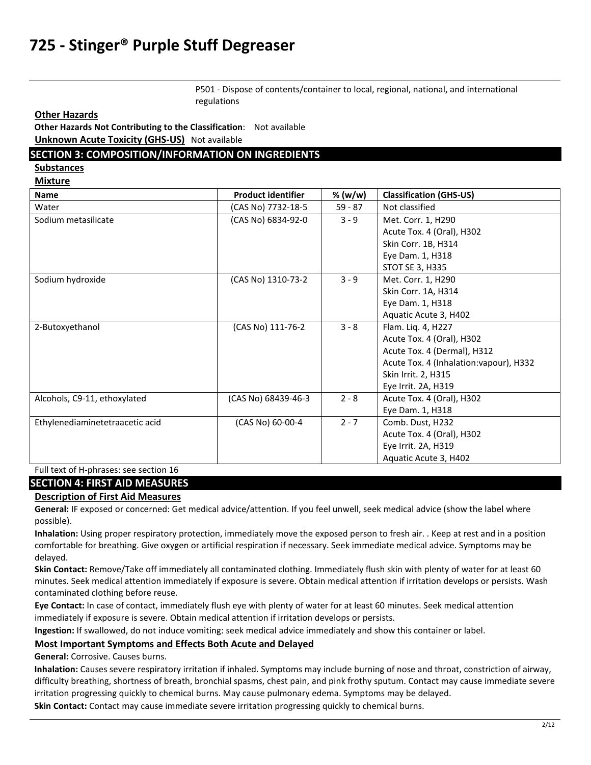P501 - Dispose of contents/container to local, regional, national, and international regulations

**Other Hazards**

**Other Hazards Not Contributing to the Classification**: Not available

**Unknown Acute Toxicity (GHS-US)** Not available

## SECTION 3: COMPOSITION/INFORMATION ON INGREDIENTS

**Substances**

**Mixture**

| Name | Product identifier | % (w/w) | Classification (GHS-US) |
|---|---|---|---|
| Water | (CAS No) 7732-18-5 | 59 - 87 | Not classified |
| Sodium metasilicate | (CAS No) 6834-92-0 | 3 - 9 | Met. Corr. 1, H290<br>Acute Tox. 4 (Oral), H302<br>Skin Corr. 1B, H314<br>Eye Dam. 1, H318<br>STOT SE 3, H335 |
| Sodium hydroxide | (CAS No) 1310-73-2 | 3 - 9 | Met. Corr. 1, H290<br>Skin Corr. 1A, H314<br>Eye Dam. 1, H318<br>Aquatic Acute 3, H402 |
| 2-Butoxyethanol | (CAS No) 111-76-2 | 3 - 8 | Flam. Liq. 4, H227<br>Acute Tox. 4 (Oral), H302<br>Acute Tox. 4 (Dermal), H312<br>Acute Tox. 4 (Inhalation:vapour), H332<br>Skin Irrit. 2, H315<br>Eye Irrit. 2A, H319 |
| Alcohols, C9-11, ethoxylated | (CAS No) 68439-46-3 | 2 - 8 | Acute Tox. 4 (Oral), H302<br>Eye Dam. 1, H318 |
| Ethylenediaminetetraacetic acid | (CAS No) 60-00-4 | 2 - 7 | Comb. Dust, H232<br>Acute Tox. 4 (Oral), H302<br>Eye Irrit. 2A, H319<br>Aquatic Acute 3, H402 |

Full text of H-phrases: see section 16

## SECTION 4: FIRST AID MEASURES

**Description of First Aid Measures**

**General:** IF exposed or concerned: Get medical advice/attention. If you feel unwell, seek medical advice (show the label where possible).

**Inhalation:** Using proper respiratory protection, immediately move the exposed person to fresh air. . Keep at rest and in a position comfortable for breathing. Give oxygen or artificial respiration if necessary. Seek immediate medical advice. Symptoms may be delayed.

**Skin Contact:** Remove/Take off immediately all contaminated clothing. Immediately flush skin with plenty of water for at least 60 minutes. Seek medical attention immediately if exposure is severe. Obtain medical attention if irritation develops or persists. Wash contaminated clothing before reuse.

**Eye Contact:** In case of contact, immediately flush eye with plenty of water for at least 60 minutes. Seek medical attention immediately if exposure is severe. Obtain medical attention if irritation develops or persists.

**Ingestion:** If swallowed, do not induce vomiting: seek medical advice immediately and show this container or label.

**Most Important Symptoms and Effects Both Acute and Delayed**

**General:** Corrosive. Causes burns.

**Inhalation:** Causes severe respiratory irritation if inhaled. Symptoms may include burning of nose and throat, constriction of airway, difficulty breathing, shortness of breath, bronchial spasms, chest pain, and pink frothy sputum. Contact may cause immediate severe irritation progressing quickly to chemical burns. May cause pulmonary edema. Symptoms may be delayed.

**Skin Contact:** Contact may cause immediate severe irritation progressing quickly to chemical burns.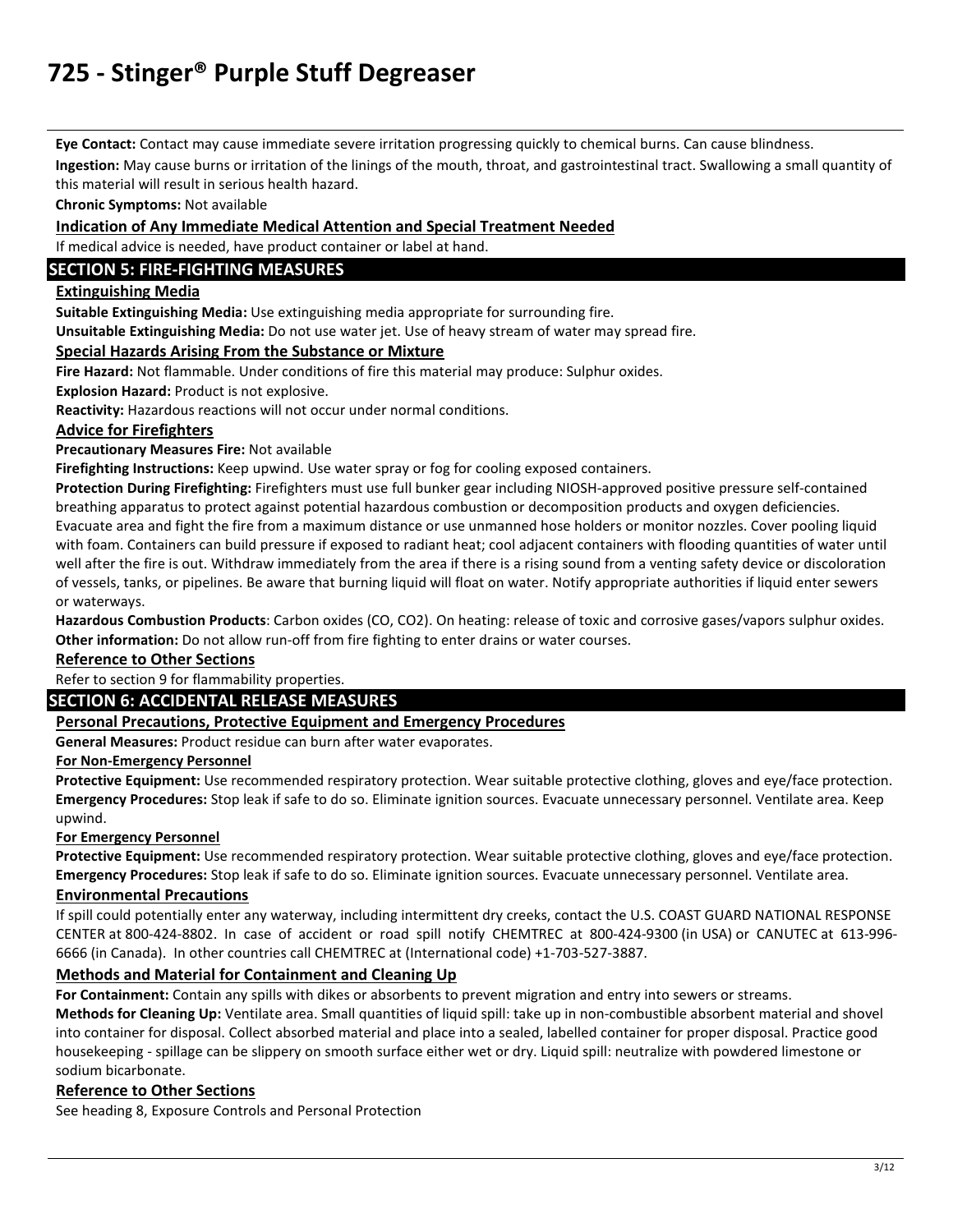**Eye Contact:** Contact may cause immediate severe irritation progressing quickly to chemical burns. Can cause blindness.

**Ingestion:** May cause burns or irritation of the linings of the mouth, throat, and gastrointestinal tract. Swallowing a small quantity of this material will result in serious health hazard.

**Chronic Symptoms:** Not available

### Indication of Any Immediate Medical Attention and Special Treatment Needed

If medical advice is needed, have product container or label at hand.

## SECTION 5: FIRE-FIGHTING MEASURES

### Extinguishing Media

**Suitable Extinguishing Media:** Use extinguishing media appropriate for surrounding fire.

**Unsuitable Extinguishing Media:** Do not use water jet. Use of heavy stream of water may spread fire.

### Special Hazards Arising From the Substance or Mixture

**Fire Hazard:** Not flammable. Under conditions of fire this material may produce: Sulphur oxides.

**Explosion Hazard:** Product is not explosive.

**Reactivity:** Hazardous reactions will not occur under normal conditions.

### Advice for Firefighters

**Precautionary Measures Fire:** Not available

**Firefighting Instructions:** Keep upwind. Use water spray or fog for cooling exposed containers.

**Protection During Firefighting:** Firefighters must use full bunker gear including NIOSH-approved positive pressure self-contained breathing apparatus to protect against potential hazardous combustion or decomposition products and oxygen deficiencies. Evacuate area and fight the fire from a maximum distance or use unmanned hose holders or monitor nozzles. Cover pooling liquid with foam. Containers can build pressure if exposed to radiant heat; cool adjacent containers with flooding quantities of water until well after the fire is out. Withdraw immediately from the area if there is a rising sound from a venting safety device or discoloration of vessels, tanks, or pipelines. Be aware that burning liquid will float on water. Notify appropriate authorities if liquid enter sewers or waterways.

**Hazardous Combustion Products**: Carbon oxides ($CO$, $CO_2$). On heating: release of toxic and corrosive gases/vapors sulphur oxides.

**Other information:** Do not allow run-off from fire fighting to enter drains or water courses.

### Reference to Other Sections

Refer to section 9 for flammability properties.

## SECTION 6: ACCIDENTAL RELEASE MEASURES

### Personal Precautions, Protective Equipment and Emergency Procedures

**General Measures:** Product residue can burn after water evaporates.

#### For Non-Emergency Personnel

**Protective Equipment:** Use recommended respiratory protection. Wear suitable protective clothing, gloves and eye/face protection.

**Emergency Procedures:** Stop leak if safe to do so. Eliminate ignition sources. Evacuate unnecessary personnel. Ventilate area. Keep upwind.

#### For Emergency Personnel

**Protective Equipment:** Use recommended respiratory protection. Wear suitable protective clothing, gloves and eye/face protection.

**Emergency Procedures:** Stop leak if safe to do so. Eliminate ignition sources. Evacuate unnecessary personnel. Ventilate area.

### Environmental Precautions

If spill could potentially enter any waterway, including intermittent dry creeks, contact the U.S. COAST GUARD NATIONAL RESPONSE CENTER at 800-424-8802. In case of accident or road spill notify CHEMTREC at 800-424-9300 (in USA) or CANUTEC at 613-996-6666 (in Canada). In other countries call CHEMTREC at (International code) +1-703-527-3887.

### Methods and Material for Containment and Cleaning Up

**For Containment:** Contain any spills with dikes or absorbents to prevent migration and entry into sewers or streams.

**Methods for Cleaning Up:** Ventilate area. Small quantities of liquid spill: take up in non-combustible absorbent material and shovel into container for disposal. Collect absorbed material and place into a sealed, labelled container for proper disposal. Practice good housekeeping - spillage can be slippery on smooth surface either wet or dry. Liquid spill: neutralize with powdered limestone or sodium bicarbonate.

### Reference to Other Sections

See heading 8, Exposure Controls and Personal Protection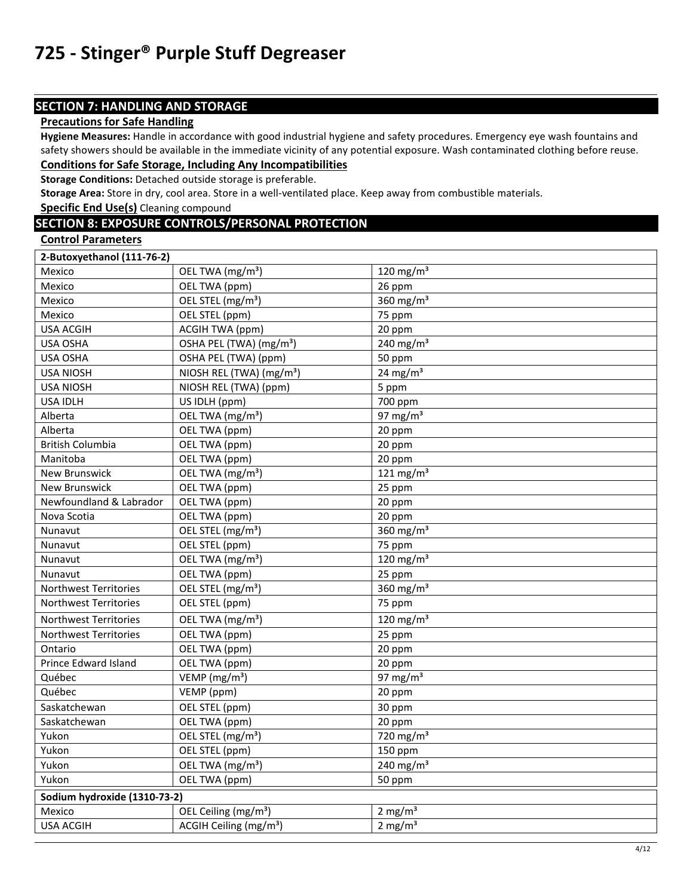# 725 - Stinger® Purple Stuff Degreaser

## SECTION 7: HANDLING AND STORAGE

### Precautions for Safe Handling

**Hygiene Measures:** Handle in accordance with good industrial hygiene and safety procedures. Emergency eye wash fountains and safety showers should be available in the immediate vicinity of any potential exposure. Wash contaminated clothing before reuse.

### Conditions for Safe Storage, Including Any Incompatibilities

**Storage Conditions:** Detached outside storage is preferable.

**Storage Area:** Store in dry, cool area. Store in a well-ventilated place. Keep away from combustible materials.

**Specific End Use(s)** Cleaning compound

## SECTION 8: EXPOSURE CONTROLS/PERSONAL PROTECTION

### Control Parameters

| 2-Butoxyethanol (111-76-2) | | |
|---|---|---|
| Mexico | OEL TWA (mg/m³) | 120 mg/m³ |
| Mexico | OEL TWA (ppm) | 26 ppm |
| Mexico | OEL STEL (mg/m³) | 360 mg/m³ |
| Mexico | OEL STEL (ppm) | 75 ppm |
| USA ACGIH | ACGIH TWA (ppm) | 20 ppm |
| USA OSHA | OSHA PEL (TWA) (mg/m³) | 240 mg/m³ |
| USA OSHA | OSHA PEL (TWA) (ppm) | 50 ppm |
| USA NIOSH | NIOSH REL (TWA) (mg/m³) | 24 mg/m³ |
| USA NIOSH | NIOSH REL (TWA) (ppm) | 5 ppm |
| USA IDLH | US IDLH (ppm) | 700 ppm |
| Alberta | OEL TWA (mg/m³) | 97 mg/m³ |
| Alberta | OEL TWA (ppm) | 20 ppm |
| British Columbia | OEL TWA (ppm) | 20 ppm |
| Manitoba | OEL TWA (ppm) | 20 ppm |
| New Brunswick | OEL TWA (mg/m³) | 121 mg/m³ |
| New Brunswick | OEL TWA (ppm) | 25 ppm |
| Newfoundland & Labrador | OEL TWA (ppm) | 20 ppm |
| Nova Scotia | OEL TWA (ppm) | 20 ppm |
| Nunavut | OEL STEL (mg/m³) | 360 mg/m³ |
| Nunavut | OEL STEL (ppm) | 75 ppm |
| Nunavut | OEL TWA (mg/m³) | 120 mg/m³ |
| Nunavut | OEL TWA (ppm) | 25 ppm |
| Northwest Territories | OEL STEL (mg/m³) | 360 mg/m³ |
| Northwest Territories | OEL STEL (ppm) | 75 ppm |
| Northwest Territories | OEL TWA (mg/m³) | 120 mg/m³ |
| Northwest Territories | OEL TWA (ppm) | 25 ppm |
| Ontario | OEL TWA (ppm) | 20 ppm |
| Prince Edward Island | OEL TWA (ppm) | 20 ppm |
| Québec | VEMP (mg/m³) | 97 mg/m³ |
| Québec | VEMP (ppm) | 20 ppm |
| Saskatchewan | OEL STEL (ppm) | 30 ppm |
| Saskatchewan | OEL TWA (ppm) | 20 ppm |
| Yukon | OEL STEL (mg/m³) | 720 mg/m³ |
| Yukon | OEL STEL (ppm) | 150 ppm |
| Yukon | OEL TWA (mg/m³) | 240 mg/m³ |
| Yukon | OEL TWA (ppm) | 50 ppm |

| Sodium hydroxide (1310-73-2) | | |
|---|---|---|
| Mexico | OEL Ceiling (mg/m³) | 2 mg/m³ |
| USA ACGIH | ACGIH Ceiling (mg/m³) | 2 mg/m³ |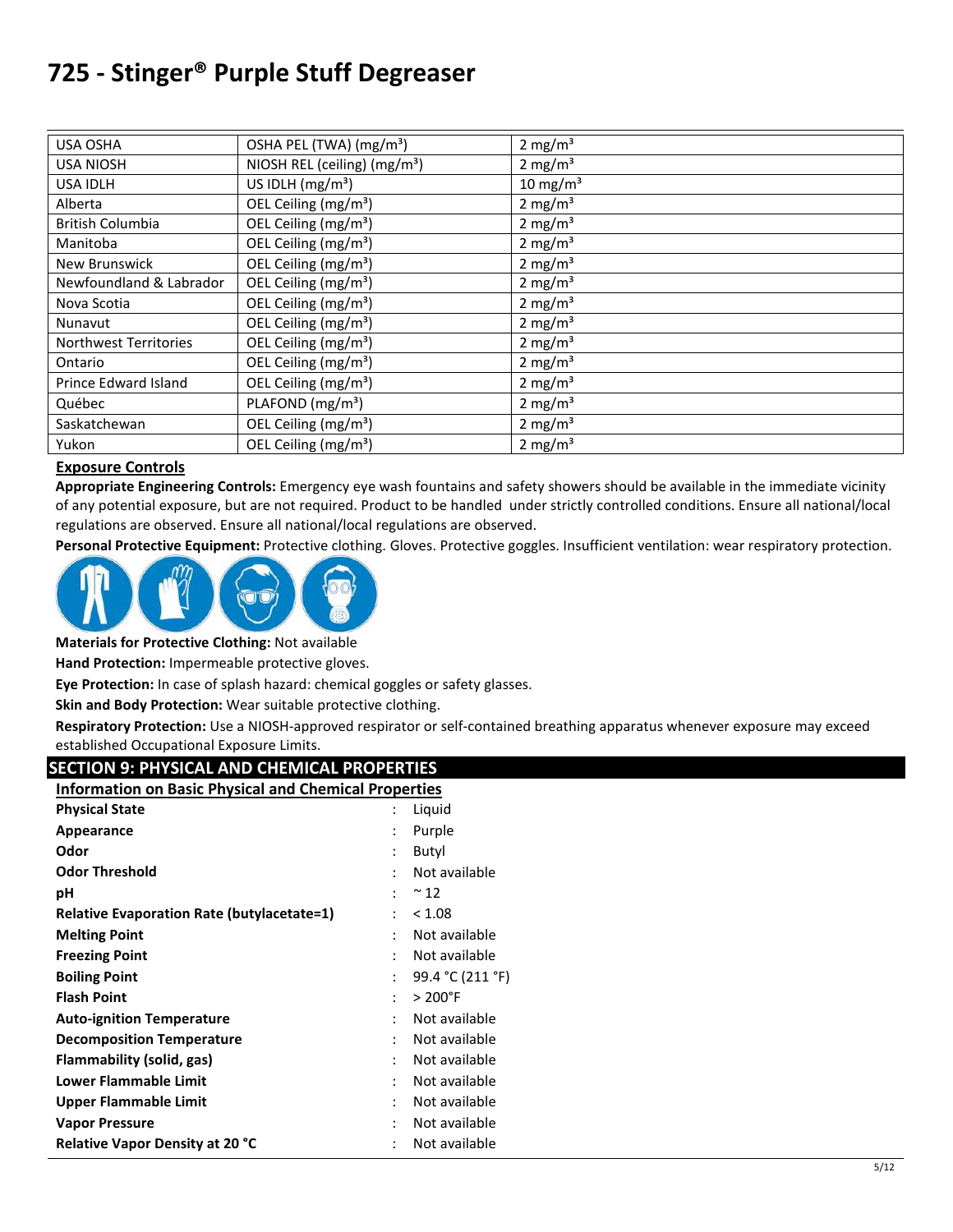| USA OSHA | OSHA PEL (TWA) (mg/m³) | 2 mg/m³ |
|---|---|---|
| USA NIOSH | NIOSH REL (ceiling) (mg/m³) | 2 mg/m³ |
| USA IDLH | US IDLH (mg/m³) | 10 mg/m³ |
| Alberta | OEL Ceiling (mg/m³) | 2 mg/m³ |
| British Columbia | OEL Ceiling (mg/m³) | 2 mg/m³ |
| Manitoba | OEL Ceiling (mg/m³) | 2 mg/m³ |
| New Brunswick | OEL Ceiling (mg/m³) | 2 mg/m³ |
| Newfoundland & Labrador | OEL Ceiling (mg/m³) | 2 mg/m³ |
| Nova Scotia | OEL Ceiling (mg/m³) | 2 mg/m³ |
| Nunavut | OEL Ceiling (mg/m³) | 2 mg/m³ |
| Northwest Territories | OEL Ceiling (mg/m³) | 2 mg/m³ |
| Ontario | OEL Ceiling (mg/m³) | 2 mg/m³ |
| Prince Edward Island | OEL Ceiling (mg/m³) | 2 mg/m³ |
| Québec | PLAFOND (mg/m³) | 2 mg/m³ |
| Saskatchewan | OEL Ceiling (mg/m³) | 2 mg/m³ |
| Yukon | OEL Ceiling (mg/m³) | 2 mg/m³ |

### Exposure Controls

**Appropriate Engineering Controls:** Emergency eye wash fountains and safety showers should be available in the immediate vicinity of any potential exposure, but are not required. Product to be handled under strictly controlled conditions. Ensure all national/local regulations are observed. Ensure all national/local regulations are observed.

**Personal Protective Equipment:** Protective clothing. Gloves. Protective goggles. Insufficient ventilation: wear respiratory protection.

**Materials for Protective Clothing:** Not available

**Hand Protection:** Impermeable protective gloves.

**Eye Protection:** In case of splash hazard: chemical goggles or safety glasses.

**Skin and Body Protection:** Wear suitable protective clothing.

**Respiratory Protection:** Use a NIOSH-approved respirator or self-contained breathing apparatus whenever exposure may exceed established Occupational Exposure Limits.

## SECTION 9: PHYSICAL AND CHEMICAL PROPERTIES

### Information on Basic Physical and Chemical Properties

| | | |
|---|---|---|
| **Physical State** | : | Liquid |
| **Appearance** | : | Purple |
| **Odor** | : | Butyl |
| **Odor Threshold** | : | Not available |
| **pH** | : | ~ 12 |
| **Relative Evaporation Rate (butylacetate=1)** | : | < 1.08 |
| **Melting Point** | : | Not available |
| **Freezing Point** | : | Not available |
| **Boiling Point** | : | 99.4 °C (211 °F) |
| **Flash Point** | : | > 200°F |
| **Auto-ignition Temperature** | : | Not available |
| **Decomposition Temperature** | : | Not available |
| **Flammability (solid, gas)** | : | Not available |
| **Lower Flammable Limit** | : | Not available |
| **Upper Flammable Limit** | : | Not available |
| **Vapor Pressure** | : | Not available |
| **Relative Vapor Density at 20 °C** | : | Not available |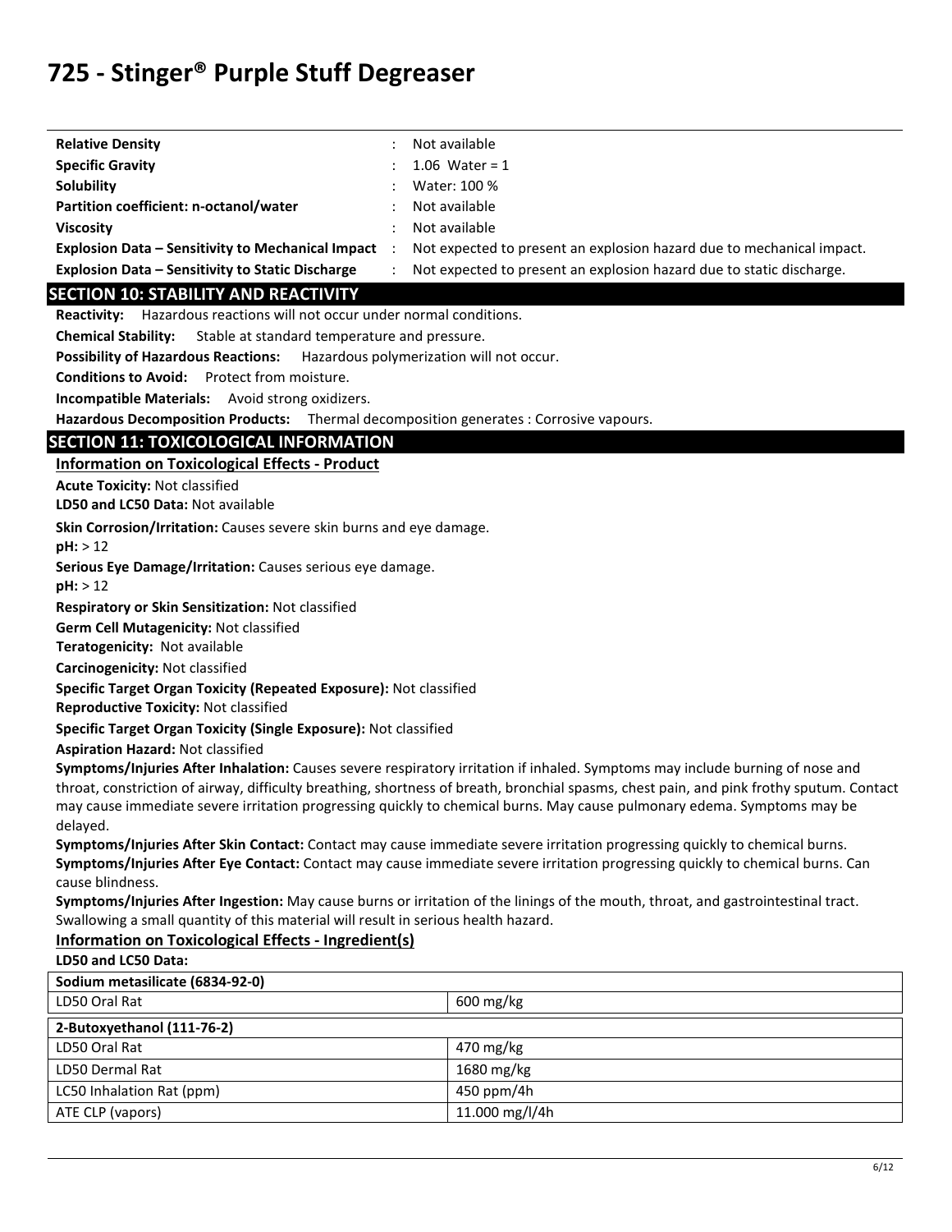| | | |
|---|---|---|
| **Relative Density** | : | Not available |
| **Specific Gravity** | : | 1.06 Water = 1 |
| **Solubility** | : | Water: 100 % |
| **Partition coefficient: n-octanol/water** | : | Not available |
| **Viscosity** | : | Not available |
| **Explosion Data – Sensitivity to Mechanical Impact** | : | Not expected to present an explosion hazard due to mechanical impact. |
| **Explosion Data – Sensitivity to Static Discharge** | : | Not expected to present an explosion hazard due to static discharge. |

## SECTION 10: STABILITY AND REACTIVITY

**Reactivity:** Hazardous reactions will not occur under normal conditions.

**Chemical Stability:** Stable at standard temperature and pressure.

**Possibility of Hazardous Reactions:** Hazardous polymerization will not occur.

**Conditions to Avoid:** Protect from moisture.

**Incompatible Materials:** Avoid strong oxidizers.

**Hazardous Decomposition Products:** Thermal decomposition generates : Corrosive vapours.

## SECTION 11: TOXICOLOGICAL INFORMATION

### Information on Toxicological Effects - Product

**Acute Toxicity:** Not classified

**LD50 and LC50 Data:** Not available

**Skin Corrosion/Irritation:** Causes severe skin burns and eye damage.

**pH:** > 12

**Serious Eye Damage/Irritation:** Causes serious eye damage.

**pH:** > 12

**Respiratory or Skin Sensitization:** Not classified

**Germ Cell Mutagenicity:** Not classified

**Teratogenicity:** Not available

**Carcinogenicity:** Not classified

**Specific Target Organ Toxicity (Repeated Exposure):** Not classified

**Reproductive Toxicity:** Not classified

**Specific Target Organ Toxicity (Single Exposure):** Not classified

**Aspiration Hazard:** Not classified

**Symptoms/Injuries After Inhalation:** Causes severe respiratory irritation if inhaled. Symptoms may include burning of nose and throat, constriction of airway, difficulty breathing, shortness of breath, bronchial spasms, chest pain, and pink frothy sputum. Contact may cause immediate severe irritation progressing quickly to chemical burns. May cause pulmonary edema. Symptoms may be delayed.

**Symptoms/Injuries After Skin Contact:** Contact may cause immediate severe irritation progressing quickly to chemical burns.

**Symptoms/Injuries After Eye Contact:** Contact may cause immediate severe irritation progressing quickly to chemical burns. Can cause blindness.

**Symptoms/Injuries After Ingestion:** May cause burns or irritation of the linings of the mouth, throat, and gastrointestinal tract. Swallowing a small quantity of this material will result in serious health hazard.

### Information on Toxicological Effects - Ingredient(s)

**LD50 and LC50 Data:**

| **Sodium metasilicate (6834-92-0)** | |
|---|---|
| LD50 Oral Rat | 600 mg/kg |

| **2-Butoxyethanol (111-76-2)** | |
|---|---|
| LD50 Oral Rat | 470 mg/kg |
| LD50 Dermal Rat | 1680 mg/kg |
| LC50 Inhalation Rat (ppm) | 450 ppm/4h |
| ATE CLP (vapors) | 11.000 mg/l/4h |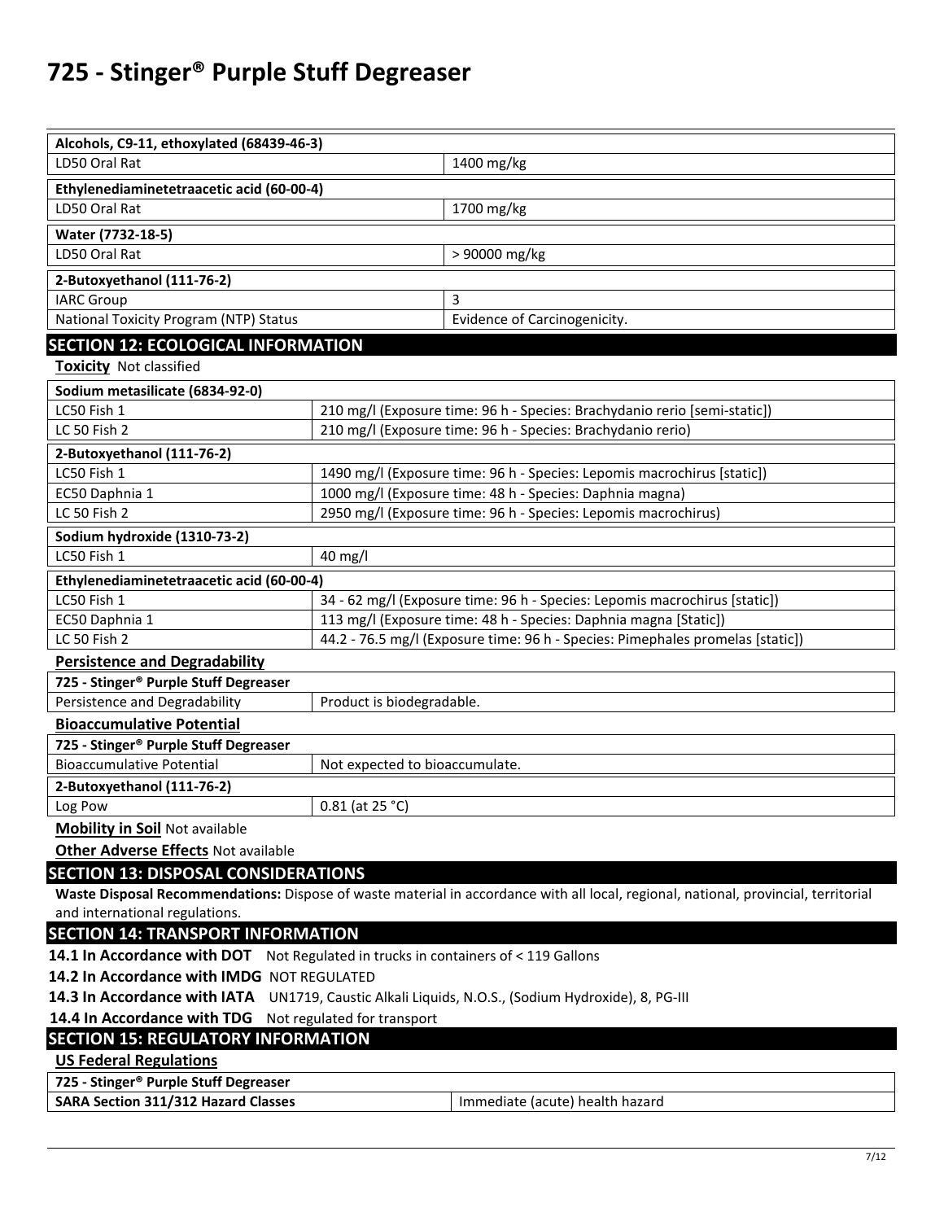| Alcohols, C9-11, ethoxylated (68439-46-3) | |
|---|---|
| LD50 Oral Rat | 1400 mg/kg |

| Ethylenediaminetetraacetic acid (60-00-4) | |
|---|---|
| LD50 Oral Rat | 1700 mg/kg |

| Water (7732-18-5) | |
|---|---|
| LD50 Oral Rat | > 90000 mg/kg |

| 2-Butoxyethanol (111-76-2) | |
|---|---|
| IARC Group | 3 |
| National Toxicity Program (NTP) Status | Evidence of Carcinogenicity. |

## SECTION 12: ECOLOGICAL INFORMATION

**Toxicity** Not classified

| Sodium metasilicate (6834-92-0) | |
|---|---|
| LC50 Fish 1 | 210 mg/l (Exposure time: 96 h - Species: Brachydanio rerio [semi-static]) |
| LC 50 Fish 2 | 210 mg/l (Exposure time: 96 h - Species: Brachydanio rerio) |

| 2-Butoxyethanol (111-76-2) | |
|---|---|
| LC50 Fish 1 | 1490 mg/l (Exposure time: 96 h - Species: Lepomis macrochirus [static]) |
| EC50 Daphnia 1 | 1000 mg/l (Exposure time: 48 h - Species: Daphnia magna) |
| LC 50 Fish 2 | 2950 mg/l (Exposure time: 96 h - Species: Lepomis macrochirus) |

| Sodium hydroxide (1310-73-2) | |
|---|---|
| LC50 Fish 1 | 40 mg/l |

| Ethylenediaminetetraacetic acid (60-00-4) | |
|---|---|
| LC50 Fish 1 | 34 - 62 mg/l (Exposure time: 96 h - Species: Lepomis macrochirus [static]) |
| EC50 Daphnia 1 | 113 mg/l (Exposure time: 48 h - Species: Daphnia magna [Static]) |
| LC 50 Fish 2 | 44.2 - 76.5 mg/l (Exposure time: 96 h - Species: Pimephales promelas [static]) |

**Persistence and Degradability**

| 725 - Stinger® Purple Stuff Degreaser | |
|---|---|
| Persistence and Degradability | Product is biodegradable. |

**Bioaccumulative Potential**

| 725 - Stinger® Purple Stuff Degreaser | |
|---|---|
| Bioaccumulative Potential | Not expected to bioaccumulate. |

| 2-Butoxyethanol (111-76-2) | |
|---|---|
| Log Pow | 0.81 (at 25 °C) |

**Mobility in Soil** Not available

**Other Adverse Effects** Not available

## SECTION 13: DISPOSAL CONSIDERATIONS

**Waste Disposal Recommendations:** Dispose of waste material in accordance with all local, regional, national, provincial, territorial and international regulations.

## SECTION 14: TRANSPORT INFORMATION

**14.1 In Accordance with DOT** Not Regulated in trucks in containers of < 119 Gallons

**14.2 In Accordance with IMDG** NOT REGULATED

**14.3 In Accordance with IATA** UN1719, Caustic Alkali Liquids, N.O.S., (Sodium Hydroxide), 8, PG-III

**14.4 In Accordance with TDG** Not regulated for transport

## SECTION 15: REGULATORY INFORMATION

**US Federal Regulations**

| 725 - Stinger® Purple Stuff Degreaser | |
|---|---|
| **SARA Section 311/312 Hazard Classes** | Immediate (acute) health hazard |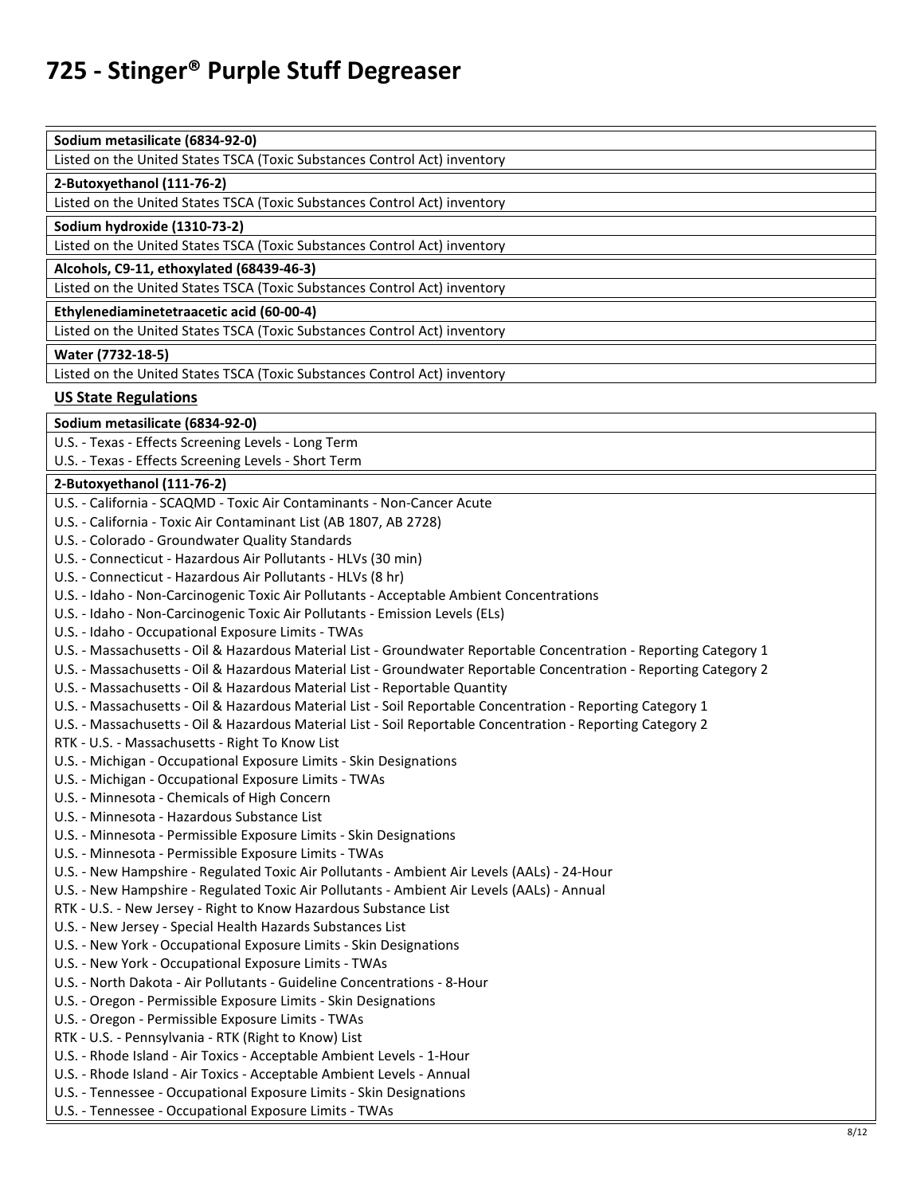| Sodium metasilicate (6834-92-0) |
|---|
| Listed on the United States TSCA (Toxic Substances Control Act) inventory |

| 2-Butoxyethanol (111-76-2) |
|---|
| Listed on the United States TSCA (Toxic Substances Control Act) inventory |

| Sodium hydroxide (1310-73-2) |
|---|
| Listed on the United States TSCA (Toxic Substances Control Act) inventory |

| Alcohols, C9-11, ethoxylated (68439-46-3) |
|---|
| Listed on the United States TSCA (Toxic Substances Control Act) inventory |

| Ethylenediaminetetraacetic acid (60-00-4) |
|---|
| Listed on the United States TSCA (Toxic Substances Control Act) inventory |

| Water (7732-18-5) |
|---|
| Listed on the United States TSCA (Toxic Substances Control Act) inventory |

## US State Regulations

| Sodium metasilicate (6834-92-0) |
|---|
| U.S. - Texas - Effects Screening Levels - Long Term<br>U.S. - Texas - Effects Screening Levels - Short Term |

| 2-Butoxyethanol (111-76-2) |
|---|
| U.S. - California - SCAQMD - Toxic Air Contaminants - Non-Cancer Acute<br>U.S. - California - Toxic Air Contaminant List (AB 1807, AB 2728)<br>U.S. - Colorado - Groundwater Quality Standards<br>U.S. - Connecticut - Hazardous Air Pollutants - HLVs (30 min)<br>U.S. - Connecticut - Hazardous Air Pollutants - HLVs (8 hr)<br>U.S. - Idaho - Non-Carcinogenic Toxic Air Pollutants - Acceptable Ambient Concentrations<br>U.S. - Idaho - Non-Carcinogenic Toxic Air Pollutants - Emission Levels (ELs)<br>U.S. - Idaho - Occupational Exposure Limits - TWAs<br>U.S. - Massachusetts - Oil & Hazardous Material List - Groundwater Reportable Concentration - Reporting Category 1<br>U.S. - Massachusetts - Oil & Hazardous Material List - Groundwater Reportable Concentration - Reporting Category 2<br>U.S. - Massachusetts - Oil & Hazardous Material List - Reportable Quantity<br>U.S. - Massachusetts - Oil & Hazardous Material List - Soil Reportable Concentration - Reporting Category 1<br>U.S. - Massachusetts - Oil & Hazardous Material List - Soil Reportable Concentration - Reporting Category 2<br>RTK - U.S. - Massachusetts - Right To Know List<br>U.S. - Michigan - Occupational Exposure Limits - Skin Designations<br>U.S. - Michigan - Occupational Exposure Limits - TWAs<br>U.S. - Minnesota - Chemicals of High Concern<br>U.S. - Minnesota - Hazardous Substance List<br>U.S. - Minnesota - Permissible Exposure Limits - Skin Designations<br>U.S. - Minnesota - Permissible Exposure Limits - TWAs<br>U.S. - New Hampshire - Regulated Toxic Air Pollutants - Ambient Air Levels (AALs) - 24-Hour<br>U.S. - New Hampshire - Regulated Toxic Air Pollutants - Ambient Air Levels (AALs) - Annual<br>RTK - U.S. - New Jersey - Right to Know Hazardous Substance List<br>U.S. - New Jersey - Special Health Hazards Substances List<br>U.S. - New York - Occupational Exposure Limits - Skin Designations<br>U.S. - New York - Occupational Exposure Limits - TWAs<br>U.S. - North Dakota - Air Pollutants - Guideline Concentrations - 8-Hour<br>U.S. - Oregon - Permissible Exposure Limits - Skin Designations<br>U.S. - Oregon - Permissible Exposure Limits - TWAs<br>RTK - U.S. - Pennsylvania - RTK (Right to Know) List<br>U.S. - Rhode Island - Air Toxics - Acceptable Ambient Levels - 1-Hour<br>U.S. - Rhode Island - Air Toxics - Acceptable Ambient Levels - Annual<br>U.S. - Tennessee - Occupational Exposure Limits - Skin Designations<br>U.S. - Tennessee - Occupational Exposure Limits - TWAs |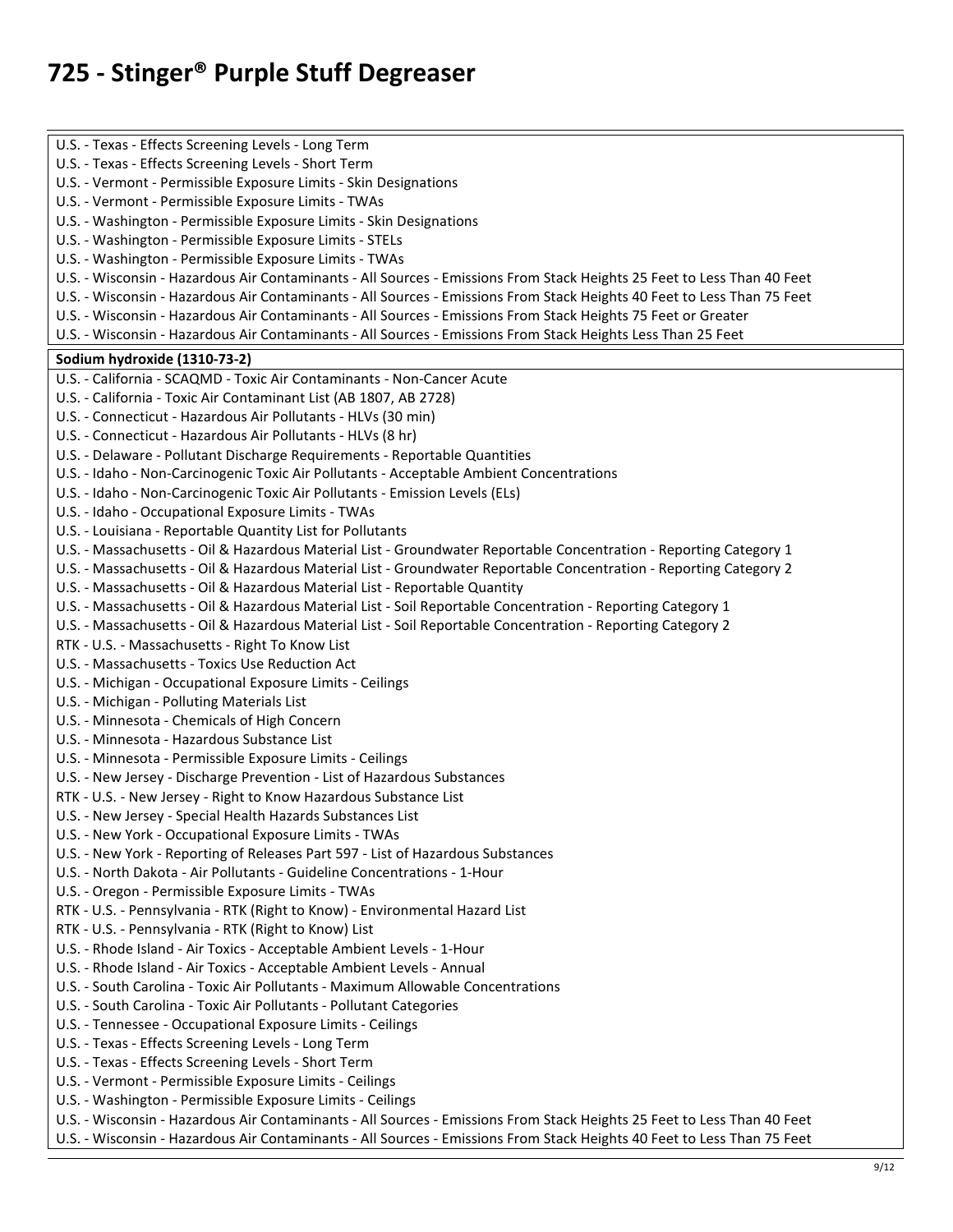| |
|---|
| U.S. - Texas - Effects Screening Levels - Long Term<br>U.S. - Texas - Effects Screening Levels - Short Term<br>U.S. - Vermont - Permissible Exposure Limits - Skin Designations<br>U.S. - Vermont - Permissible Exposure Limits - TWAs<br>U.S. - Washington - Permissible Exposure Limits - Skin Designations<br>U.S. - Washington - Permissible Exposure Limits - STELs<br>U.S. - Washington - Permissible Exposure Limits - TWAs<br>U.S. - Wisconsin - Hazardous Air Contaminants - All Sources - Emissions From Stack Heights 25 Feet to Less Than 40 Feet<br>U.S. - Wisconsin - Hazardous Air Contaminants - All Sources - Emissions From Stack Heights 40 Feet to Less Than 75 Feet<br>U.S. - Wisconsin - Hazardous Air Contaminants - All Sources - Emissions From Stack Heights 75 Feet or Greater<br>U.S. - Wisconsin - Hazardous Air Contaminants - All Sources - Emissions From Stack Heights Less Than 25 Feet |
| **Sodium hydroxide (1310-73-2)** |
| U.S. - California - SCAQMD - Toxic Air Contaminants - Non-Cancer Acute<br>U.S. - California - Toxic Air Contaminant List (AB 1807, AB 2728)<br>U.S. - Connecticut - Hazardous Air Pollutants - HLVs (30 min)<br>U.S. - Connecticut - Hazardous Air Pollutants - HLVs (8 hr)<br>U.S. - Delaware - Pollutant Discharge Requirements - Reportable Quantities<br>U.S. - Idaho - Non-Carcinogenic Toxic Air Pollutants - Acceptable Ambient Concentrations<br>U.S. - Idaho - Non-Carcinogenic Toxic Air Pollutants - Emission Levels (ELs)<br>U.S. - Idaho - Occupational Exposure Limits - TWAs<br>U.S. - Louisiana - Reportable Quantity List for Pollutants<br>U.S. - Massachusetts - Oil & Hazardous Material List - Groundwater Reportable Concentration - Reporting Category 1<br>U.S. - Massachusetts - Oil & Hazardous Material List - Groundwater Reportable Concentration - Reporting Category 2<br>U.S. - Massachusetts - Oil & Hazardous Material List - Reportable Quantity<br>U.S. - Massachusetts - Oil & Hazardous Material List - Soil Reportable Concentration - Reporting Category 1<br>U.S. - Massachusetts - Oil & Hazardous Material List - Soil Reportable Concentration - Reporting Category 2<br>RTK - U.S. - Massachusetts - Right To Know List<br>U.S. - Massachusetts - Toxics Use Reduction Act<br>U.S. - Michigan - Occupational Exposure Limits - Ceilings<br>U.S. - Michigan - Polluting Materials List<br>U.S. - Minnesota - Chemicals of High Concern<br>U.S. - Minnesota - Hazardous Substance List<br>U.S. - Minnesota - Permissible Exposure Limits - Ceilings<br>U.S. - New Jersey - Discharge Prevention - List of Hazardous Substances<br>RTK - U.S. - New Jersey - Right to Know Hazardous Substance List<br>U.S. - New Jersey - Special Health Hazards Substances List<br>U.S. - New York - Occupational Exposure Limits - TWAs<br>U.S. - New York - Reporting of Releases Part 597 - List of Hazardous Substances<br>U.S. - North Dakota - Air Pollutants - Guideline Concentrations - 1-Hour<br>U.S. - Oregon - Permissible Exposure Limits - TWAs<br>RTK - U.S. - Pennsylvania - RTK (Right to Know) - Environmental Hazard List<br>RTK - U.S. - Pennsylvania - RTK (Right to Know) List<br>U.S. - Rhode Island - Air Toxics - Acceptable Ambient Levels - 1-Hour<br>U.S. - Rhode Island - Air Toxics - Acceptable Ambient Levels - Annual<br>U.S. - South Carolina - Toxic Air Pollutants - Maximum Allowable Concentrations<br>U.S. - South Carolina - Toxic Air Pollutants - Pollutant Categories<br>U.S. - Tennessee - Occupational Exposure Limits - Ceilings<br>U.S. - Texas - Effects Screening Levels - Long Term<br>U.S. - Texas - Effects Screening Levels - Short Term<br>U.S. - Vermont - Permissible Exposure Limits - Ceilings<br>U.S. - Washington - Permissible Exposure Limits - Ceilings<br>U.S. - Wisconsin - Hazardous Air Contaminants - All Sources - Emissions From Stack Heights 25 Feet to Less Than 40 Feet<br>U.S. - Wisconsin - Hazardous Air Contaminants - All Sources - Emissions From Stack Heights 40 Feet to Less Than 75 Feet |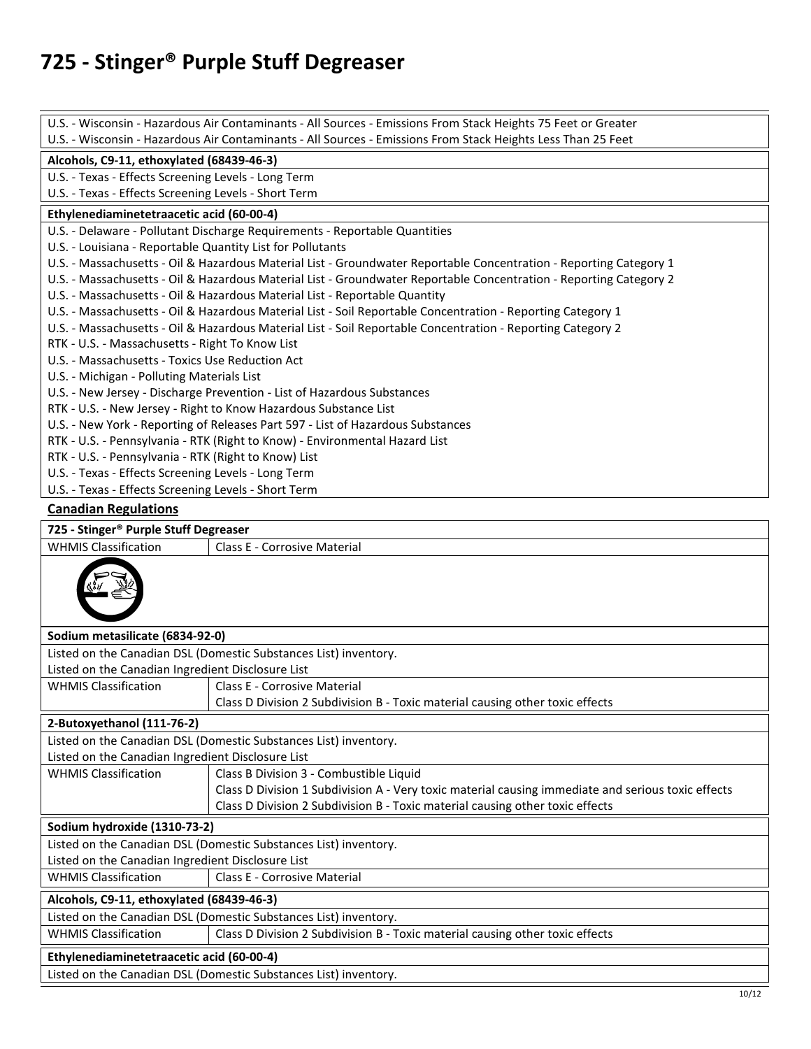U.S. - Wisconsin - Hazardous Air Contaminants - All Sources - Emissions From Stack Heights 75 Feet or Greater
U.S. - Wisconsin - Hazardous Air Contaminants - All Sources - Emissions From Stack Heights Less Than 25 Feet

**Alcohols, C9-11, ethoxylated (68439-46-3)**

U.S. - Texas - Effects Screening Levels - Long Term
U.S. - Texas - Effects Screening Levels - Short Term

**Ethylenediaminetetraacetic acid (60-00-4)**

U.S. - Delaware - Pollutant Discharge Requirements - Reportable Quantities
U.S. - Louisiana - Reportable Quantity List for Pollutants
U.S. - Massachusetts - Oil & Hazardous Material List - Groundwater Reportable Concentration - Reporting Category 1
U.S. - Massachusetts - Oil & Hazardous Material List - Groundwater Reportable Concentration - Reporting Category 2
U.S. - Massachusetts - Oil & Hazardous Material List - Reportable Quantity
U.S. - Massachusetts - Oil & Hazardous Material List - Soil Reportable Concentration - Reporting Category 1
U.S. - Massachusetts - Oil & Hazardous Material List - Soil Reportable Concentration - Reporting Category 2
RTK - U.S. - Massachusetts - Right To Know List
U.S. - Massachusetts - Toxics Use Reduction Act
U.S. - Michigan - Polluting Materials List
U.S. - New Jersey - Discharge Prevention - List of Hazardous Substances
RTK - U.S. - New Jersey - Right to Know Hazardous Substance List
U.S. - New York - Reporting of Releases Part 597 - List of Hazardous Substances
RTK - U.S. - Pennsylvania - RTK (Right to Know) - Environmental Hazard List
RTK - U.S. - Pennsylvania - RTK (Right to Know) List
U.S. - Texas - Effects Screening Levels - Long Term
U.S. - Texas - Effects Screening Levels - Short Term

## Canadian Regulations

**725 - Stinger® Purple Stuff Degreaser**

| WHMIS Classification | Class E - Corrosive Material |
|---|---|

**Sodium metasilicate (6834-92-0)**

Listed on the Canadian DSL (Domestic Substances List) inventory.
Listed on the Canadian Ingredient Disclosure List

| WHMIS Classification | Class E - Corrosive Material<br>Class D Division 2 Subdivision B - Toxic material causing other toxic effects |
|---|---|

**2-Butoxyethanol (111-76-2)**

Listed on the Canadian DSL (Domestic Substances List) inventory.
Listed on the Canadian Ingredient Disclosure List

| WHMIS Classification | Class B Division 3 - Combustible Liquid<br>Class D Division 1 Subdivision A - Very toxic material causing immediate and serious toxic effects<br>Class D Division 2 Subdivision B - Toxic material causing other toxic effects |
|---|---|

**Sodium hydroxide (1310-73-2)**

Listed on the Canadian DSL (Domestic Substances List) inventory.
Listed on the Canadian Ingredient Disclosure List

| WHMIS Classification | Class E - Corrosive Material |
|---|---|

**Alcohols, C9-11, ethoxylated (68439-46-3)**

Listed on the Canadian DSL (Domestic Substances List) inventory.

| WHMIS Classification | Class D Division 2 Subdivision B - Toxic material causing other toxic effects |
|---|---|

**Ethylenediaminetetraacetic acid (60-00-4)**

Listed on the Canadian DSL (Domestic Substances List) inventory.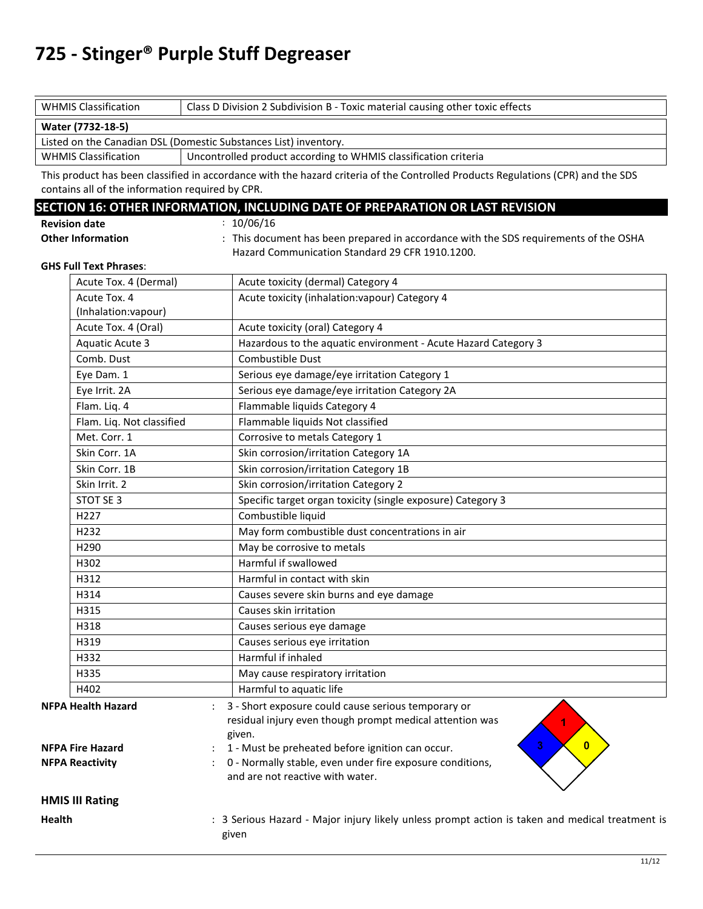# 725 - Stinger® Purple Stuff Degreaser

| WHMIS Classification | Class D Division 2 Subdivision B - Toxic material causing other toxic effects |
|---|---|

| **Water (7732-18-5)** | |
|---|---|
| Listed on the Canadian DSL (Domestic Substances List) inventory. | |
| WHMIS Classification | Uncontrolled product according to WHMIS classification criteria |

This product has been classified in accordance with the hazard criteria of the Controlled Products Regulations (CPR) and the SDS contains all of the information required by CPR.

## SECTION 16: OTHER INFORMATION, INCLUDING DATE OF PREPARATION OR LAST REVISION

**Revision date** : 10/06/16

**Other Information** : This document has been prepared in accordance with the SDS requirements of the OSHA Hazard Communication Standard 29 CFR 1910.1200.

**GHS Full Text Phrases**:

| | |
|---|---|
| Acute Tox. 4 (Dermal) | Acute toxicity (dermal) Category 4 |
| Acute Tox. 4 (Inhalation:vapour) | Acute toxicity (inhalation:vapour) Category 4 |
| Acute Tox. 4 (Oral) | Acute toxicity (oral) Category 4 |
| Aquatic Acute 3 | Hazardous to the aquatic environment - Acute Hazard Category 3 |
| Comb. Dust | Combustible Dust |
| Eye Dam. 1 | Serious eye damage/eye irritation Category 1 |
| Eye Irrit. 2A | Serious eye damage/eye irritation Category 2A |
| Flam. Liq. 4 | Flammable liquids Category 4 |
| Flam. Liq. Not classified | Flammable liquids Not classified |
| Met. Corr. 1 | Corrosive to metals Category 1 |
| Skin Corr. 1A | Skin corrosion/irritation Category 1A |
| Skin Corr. 1B | Skin corrosion/irritation Category 1B |
| Skin Irrit. 2 | Skin corrosion/irritation Category 2 |
| STOT SE 3 | Specific target organ toxicity (single exposure) Category 3 |
| H227 | Combustible liquid |
| H232 | May form combustible dust concentrations in air |
| H290 | May be corrosive to metals |
| H302 | Harmful if swallowed |
| H312 | Harmful in contact with skin |
| H314 | Causes severe skin burns and eye damage |
| H315 | Causes skin irritation |
| H318 | Causes serious eye damage |
| H319 | Causes serious eye irritation |
| H332 | Harmful if inhaled |
| H335 | May cause respiratory irritation |
| H402 | Harmful to aquatic life |

**NFPA Health Hazard** : 3 - Short exposure could cause serious temporary or residual injury even though prompt medical attention was given.

**NFPA Fire Hazard** : 1 - Must be preheated before ignition can occur.

**NFPA Reactivity** : 0 - Normally stable, even under fire exposure conditions, and are not reactive with water.

### HMIS III Rating

**Health** : 3 Serious Hazard - Major injury likely unless prompt action is taken and medical treatment is given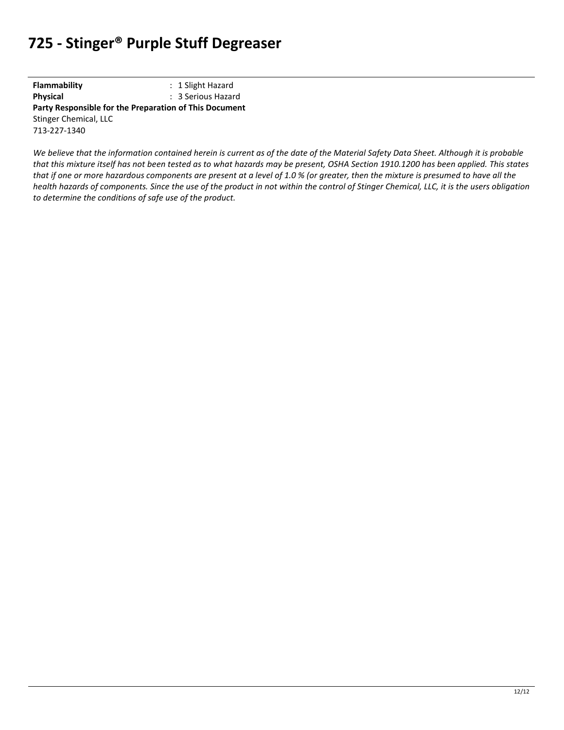# 725 - Stinger® Purple Stuff Degreaser

**Flammability** : 1 Slight Hazard
**Physical** : 3 Serious Hazard

**Party Responsible for the Preparation of This Document**

Stinger Chemical, LLC
713-227-1340

*We believe that the information contained herein is current as of the date of the Material Safety Data Sheet. Although it is probable that this mixture itself has not been tested as to what hazards may be present, OSHA Section 1910.1200 has been applied. This states that if one or more hazardous components are present at a level of 1.0 % (or greater, then the mixture is presumed to have all the health hazards of components. Since the use of the product in not within the control of Stinger Chemical, LLC, it is the users obligation to determine the conditions of safe use of the product.*